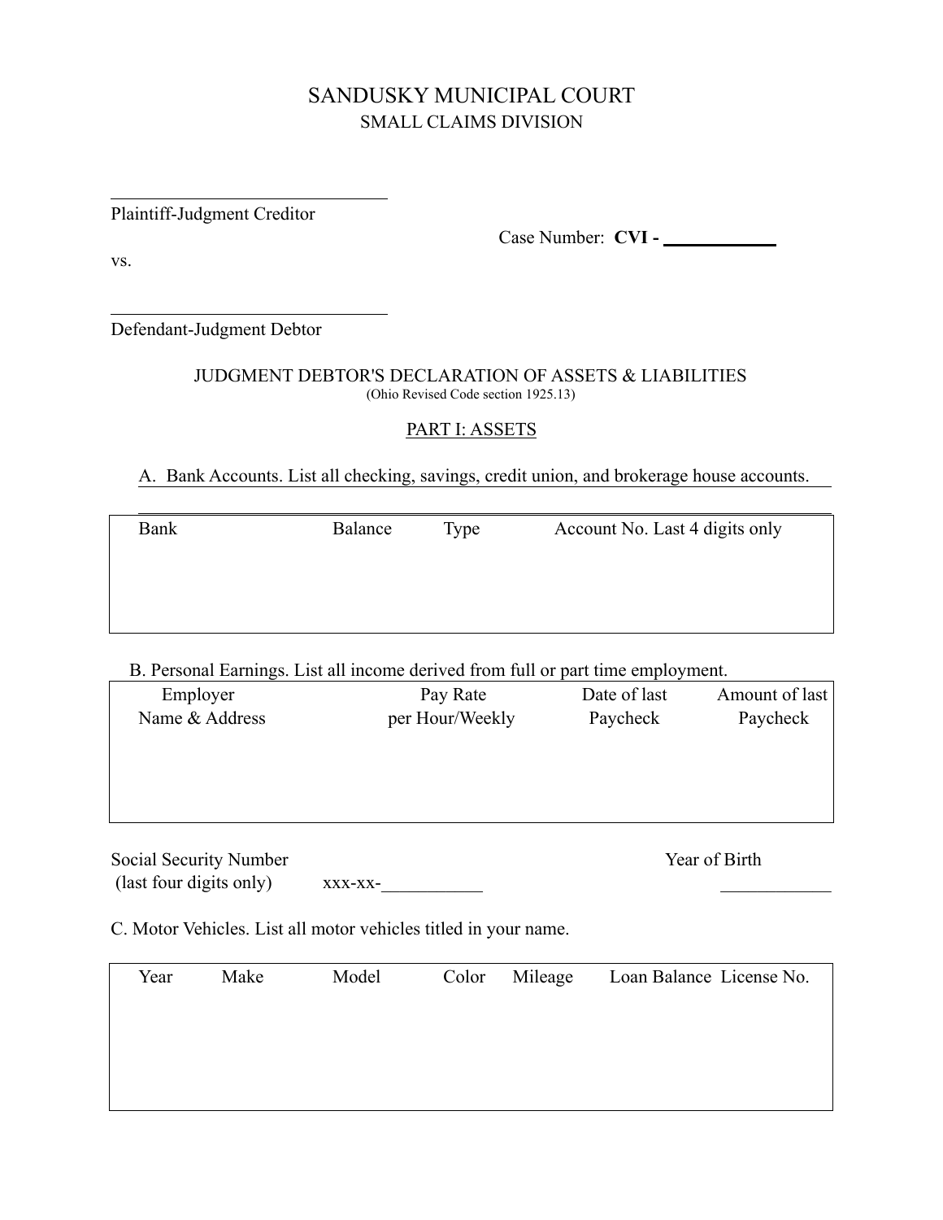# SANDUSKY MUNICIPAL COURT
## SMALL CLAIMS DIVISION

\_\_\_\_\_\_\_\_\_\_\_\_\_\_\_\_\_\_\_\_\_\_\_\_\_\_\_\_\_\_\_\_
Plaintiff-Judgment Creditor

Case Number: **CVI -** \_\_\_\_\_\_\_\_\_\_\_\_

vs.

\_\_\_\_\_\_\_\_\_\_\_\_\_\_\_\_\_\_\_\_\_\_\_\_\_\_\_\_\_\_\_\_
Defendant-Judgment Debtor

### JUDGMENT DEBTOR'S DECLARATION OF ASSETS & LIABILITIES
(Ohio Revised Code section 1925.13)

### PART I: ASSETS

A. Bank Accounts. List all checking, savings, credit union, and brokerage house accounts.

| Bank | Balance | Type | Account No. Last 4 digits only |
|---|---|---|---|
| | | | |

B. Personal Earnings. List all income derived from full or part time employment.

| Employer Name & Address | Pay Rate per Hour/Weekly | Date of last Paycheck | Amount of last Paycheck |
|---|---|---|---|
| | | | |

Social Security Number (last four digits only) xxx-xx-\_\_\_\_\_\_\_\_\_\_\_

Year of Birth \_\_\_\_\_\_\_\_\_\_\_\_

C. Motor Vehicles. List all motor vehicles titled in your name.

| Year | Make | Model | Color | Mileage | Loan Balance | License No. |
|---|---|---|---|---|---|---|
| | | | | | | |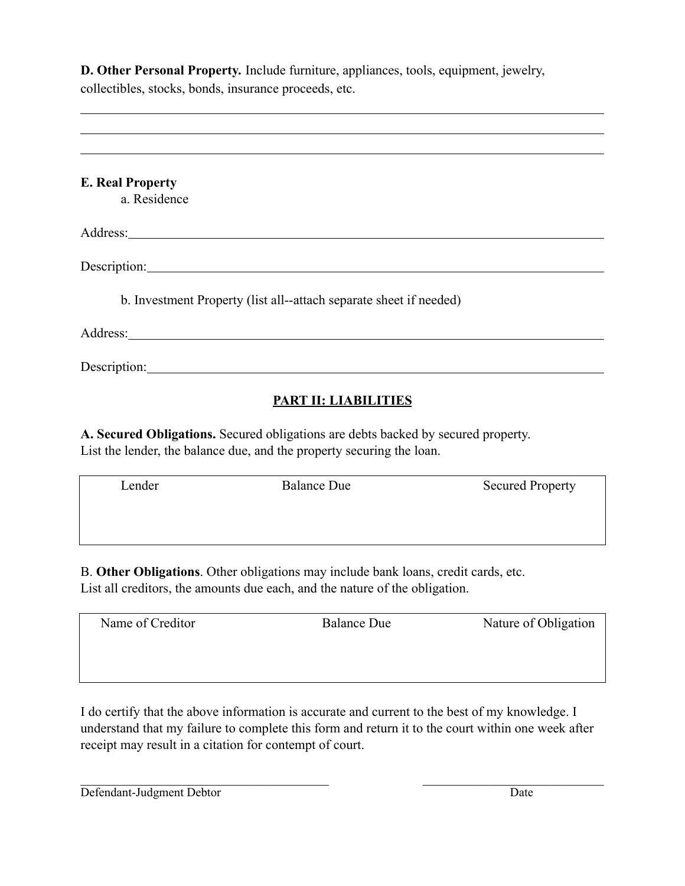**D. Other Personal Property.** Include furniture, appliances, tools, equipment, jewelry, collectibles, stocks, bonds, insurance proceeds, etc.

\_\_\_\_\_\_\_\_\_\_\_\_\_\_\_\_\_\_\_\_\_\_\_\_\_\_\_\_\_\_\_\_\_\_\_\_\_\_\_\_\_\_\_\_\_\_\_\_\_\_\_\_\_\_\_\_\_\_\_\_\_\_\_\_\_\_\_\_\_\_\_\_\_\_\_\_

\_\_\_\_\_\_\_\_\_\_\_\_\_\_\_\_\_\_\_\_\_\_\_\_\_\_\_\_\_\_\_\_\_\_\_\_\_\_\_\_\_\_\_\_\_\_\_\_\_\_\_\_\_\_\_\_\_\_\_\_\_\_\_\_\_\_\_\_\_\_\_\_\_\_\_\_

\_\_\_\_\_\_\_\_\_\_\_\_\_\_\_\_\_\_\_\_\_\_\_\_\_\_\_\_\_\_\_\_\_\_\_\_\_\_\_\_\_\_\_\_\_\_\_\_\_\_\_\_\_\_\_\_\_\_\_\_\_\_\_\_\_\_\_\_\_\_\_\_\_\_\_\_

**E. Real Property**

a. Residence

Address:\_\_\_\_\_\_\_\_\_\_\_\_\_\_\_\_\_\_\_\_\_\_\_\_\_\_\_\_\_\_\_\_\_\_\_\_\_\_\_\_\_\_\_\_\_\_\_\_\_\_\_\_\_\_\_\_\_\_\_\_\_\_\_\_\_\_

Description:\_\_\_\_\_\_\_\_\_\_\_\_\_\_\_\_\_\_\_\_\_\_\_\_\_\_\_\_\_\_\_\_\_\_\_\_\_\_\_\_\_\_\_\_\_\_\_\_\_\_\_\_\_\_\_\_\_\_\_\_\_\_\_

b. Investment Property (list all--attach separate sheet if needed)

Address:\_\_\_\_\_\_\_\_\_\_\_\_\_\_\_\_\_\_\_\_\_\_\_\_\_\_\_\_\_\_\_\_\_\_\_\_\_\_\_\_\_\_\_\_\_\_\_\_\_\_\_\_\_\_\_\_\_\_\_\_\_\_\_\_\_\_

Description:\_\_\_\_\_\_\_\_\_\_\_\_\_\_\_\_\_\_\_\_\_\_\_\_\_\_\_\_\_\_\_\_\_\_\_\_\_\_\_\_\_\_\_\_\_\_\_\_\_\_\_\_\_\_\_\_\_\_\_\_\_\_\_

## PART II: LIABILITIES

**A. Secured Obligations.** Secured obligations are debts backed by secured property. List the lender, the balance due, and the property securing the loan.

| Lender | Balance Due | Secured Property |
|---|---|---|
| | | |

B. **Other Obligations**. Other obligations may include bank loans, credit cards, etc. List all creditors, the amounts due each, and the nature of the obligation.

| Name of Creditor | Balance Due | Nature of Obligation |
|---|---|---|
| | | |

I do certify that the above information is accurate and current to the best of my knowledge. I understand that my failure to complete this form and return it to the court within one week after receipt may result in a citation for contempt of court.

\_\_\_\_\_\_\_\_\_\_\_\_\_\_\_\_\_\_\_\_\_\_\_\_\_\_\_\_\_\_\_\_\_\_\_\_\_\_\_\_ \_\_\_\_\_\_\_\_\_\_\_\_\_\_\_\_\_\_\_\_\_\_\_\_\_\_\_\_\_\_

Defendant-Judgment Debtor Date